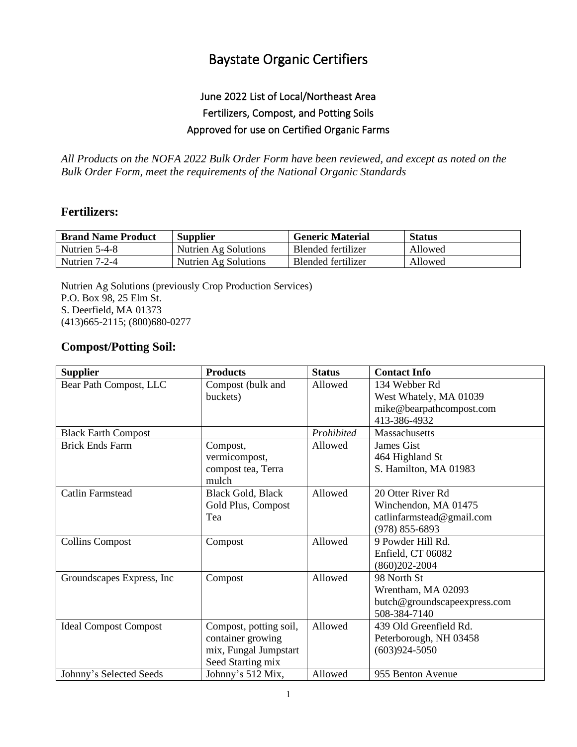# Baystate Organic Certifiers

## June 2022 List of Local/Northeast Area Fertilizers, Compost, and Potting Soils Approved for use on Certified Organic Farms

*All Products on the NOFA 2022 Bulk Order Form have been reviewed, and except as noted on the Bulk Order Form, meet the requirements of the National Organic Standards*

## Fertilizers:

| Brand Name Product | Supplier | Generic Material | Status |
|---|---|---|---|
| Nutrien 5-4-8 | Nutrien Ag Solutions | Blended fertilizer | Allowed |
| Nutrien 7-2-4 | Nutrien Ag Solutions | Blended fertilizer | Allowed |

Nutrien Ag Solutions (previously Crop Production Services)
P.O. Box 98, 25 Elm St.
S. Deerfield, MA 01373
(413)665-2115; (800)680-0277

## Compost/Potting Soil:

| Supplier | Products | Status | Contact Info |
|---|---|---|---|
| Bear Path Compost, LLC | Compost (bulk and buckets) | Allowed | 134 Webber Rd<br>West Whately, MA 01039<br>mike@bearpathcompost.com<br>413-386-4932 |
| Black Earth Compost | | *Prohibited* | Massachusetts |
| Brick Ends Farm | Compost, vermicompost, compost tea, Terra mulch | Allowed | James Gist<br>464 Highland St<br>S. Hamilton, MA 01983 |
| Catlin Farmstead | Black Gold, Black Gold Plus, Compost Tea | Allowed | 20 Otter River Rd<br>Winchendon, MA 01475<br>catlinfarmstead@gmail.com<br>(978) 855-6893 |
| Collins Compost | Compost | Allowed | 9 Powder Hill Rd.<br>Enfield, CT 06082<br>(860)202-2004 |
| Groundscapes Express, Inc | Compost | Allowed | 98 North St<br>Wrentham, MA 02093<br>butch@groundscapeexpress.com<br>508-384-7140 |
| Ideal Compost Compost | Compost, potting soil, container growing mix, Fungal Jumpstart Seed Starting mix | Allowed | 439 Old Greenfield Rd.<br>Peterborough, NH 03458<br>(603)924-5050 |
| Johnny's Selected Seeds | Johnny's 512 Mix, | Allowed | 955 Benton Avenue |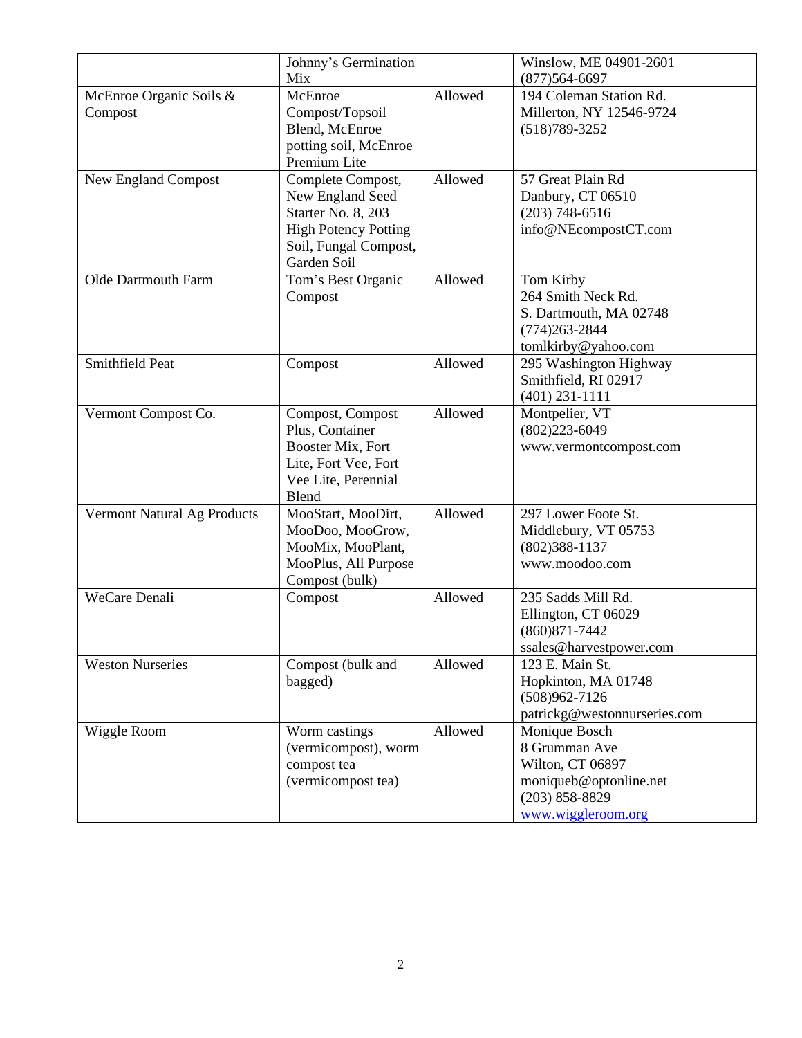| | | | |
|---|---|---|---|
| | Johnny's Germination Mix | | Winslow, ME 04901-2601<br>(877)564-6697 |
| McEnroe Organic Soils & Compost | McEnroe Compost/Topsoil Blend, McEnroe potting soil, McEnroe Premium Lite | Allowed | 194 Coleman Station Rd.<br>Millerton, NY 12546-9724<br>(518)789-3252 |
| New England Compost | Complete Compost, New England Seed Starter No. 8, 203 High Potency Potting Soil, Fungal Compost, Garden Soil | Allowed | 57 Great Plain Rd<br>Danbury, CT 06510<br>(203) 748-6516<br>info@NEcompostCT.com |
| Olde Dartmouth Farm | Tom's Best Organic Compost | Allowed | Tom Kirby<br>264 Smith Neck Rd.<br>S. Dartmouth, MA 02748<br>(774)263-2844<br>tomlkirby@yahoo.com |
| Smithfield Peat | Compost | Allowed | 295 Washington Highway<br>Smithfield, RI 02917<br>(401) 231-1111 |
| Vermont Compost Co. | Compost, Compost Plus, Container Booster Mix, Fort Lite, Fort Vee, Fort Vee Lite, Perennial Blend | Allowed | Montpelier, VT<br>(802)223-6049<br>www.vermontcompost.com |
| Vermont Natural Ag Products | MooStart, MooDirt, MooDoo, MooGrow, MooMix, MooPlant, MooPlus, All Purpose Compost (bulk) | Allowed | 297 Lower Foote St.<br>Middlebury, VT 05753<br>(802)388-1137<br>www.moodoo.com |
| WeCare Denali | Compost | Allowed | 235 Sadds Mill Rd.<br>Ellington, CT 06029<br>(860)871-7442<br>ssales@harvestpower.com |
| Weston Nurseries | Compost (bulk and bagged) | Allowed | 123 E. Main St.<br>Hopkinton, MA 01748<br>(508)962-7126<br>patrickg@westonnurseries.com |
| Wiggle Room | Worm castings (vermicompost), worm compost tea (vermicompost tea) | Allowed | Monique Bosch<br>8 Grumman Ave<br>Wilton, CT 06897<br>moniqueb@optonline.net<br>(203) 858-8829<br>www.wiggleroom.org |